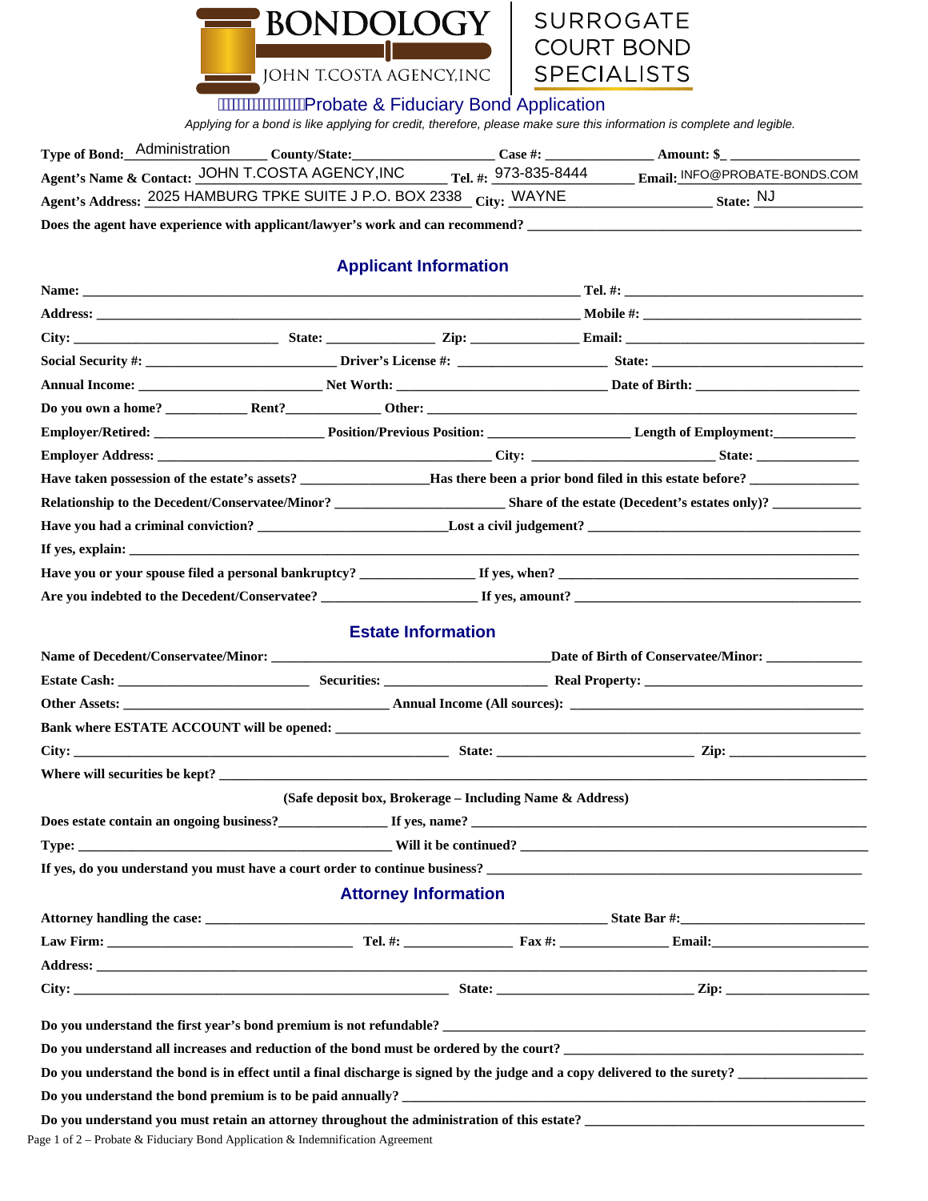# BONDOLOGY

JOHN T.COSTA AGENCY,INC

SURROGATE COURT BOND SPECIALISTS

## Probate & Fiduciary Bond Application

*Applying for a bond is like applying for credit, therefore, please make sure this information is complete and legible.*

**Type of Bond:** Administration **County/State:** ____________ **Case #:** ____________ **Amount: $** ____________

**Agent's Name & Contact:** JOHN T.COSTA AGENCY,INC **Tel. #:** 973-835-8444 **Email:** INFO@PROBATE-BONDS.COM

**Agent's Address:** 2025 HAMBURG TPKE SUITE J P.O. BOX 2338 **City:** WAYNE **State:** NJ

**Does the agent have experience with applicant/lawyer's work and can recommend?** ____________

## Applicant Information

**Name:** ____________ **Tel. #:** ____________

**Address:** ____________ **Mobile #:** ____________

**City:** ____________ **State:** ____________ **Zip:** ____________ **Email:** ____________

**Social Security #:** ____________ **Driver's License #:** ____________ **State:** ____________

**Annual Income:** ____________ **Net Worth:** ____________ **Date of Birth:** ____________

**Do you own a home?** ____________ **Rent?** ____________ **Other:** ____________

**Employer/Retired:** ____________ **Position/Previous Position:** ____________ **Length of Employment:** ____________

**Employer Address:** ____________ **City:** ____________ **State:** ____________

**Have taken possession of the estate's assets?** ____________ **Has there been a prior bond filed in this estate before?** ____________

**Relationship to the Decedent/Conservatee/Minor?** ____________ **Share of the estate (Decedent's estates only)?** ____________

**Have you had a criminal conviction?** ____________ **Lost a civil judgement?** ____________

**If yes, explain:** ____________

**Have you or your spouse filed a personal bankruptcy?** ____________ **If yes, when?** ____________

**Are you indebted to the Decedent/Conservatee?** ____________ **If yes, amount?** ____________

## Estate Information

**Name of Decedent/Conservatee/Minor:** ____________ **Date of Birth of Conservatee/Minor:** ____________

**Estate Cash:** ____________ **Securities:** ____________ **Real Property:** ____________

**Other Assets:** ____________ **Annual Income (All sources):** ____________

**Bank where ESTATE ACCOUNT will be opened:** ____________

**City:** ____________ **State:** ____________ **Zip:** ____________

**Where will securities be kept?** ____________

**(Safe deposit box, Brokerage – Including Name & Address)**

**Does estate contain an ongoing business?** ____________ **If yes, name?** ____________

**Type:** ____________ **Will it be continued?** ____________

**If yes, do you understand you must have a court order to continue business?** ____________

## Attorney Information

**Attorney handling the case:** ____________ **State Bar #:** ____________

**Law Firm:** ____________ **Tel. #:** ____________ **Fax #:** ____________ **Email:** ____________

**Address:** ____________

**City:** ____________ **State:** ____________ **Zip:** ____________

**Do you understand the first year's bond premium is not refundable?** ____________

**Do you understand all increases and reduction of the bond must be ordered by the court?** ____________

**Do you understand the bond is in effect until a final discharge is signed by the judge and a copy delivered to the surety?** ____________

**Do you understand the bond premium is to be paid annually?** ____________

**Do you understand you must retain an attorney throughout the administration of this estate?** ____________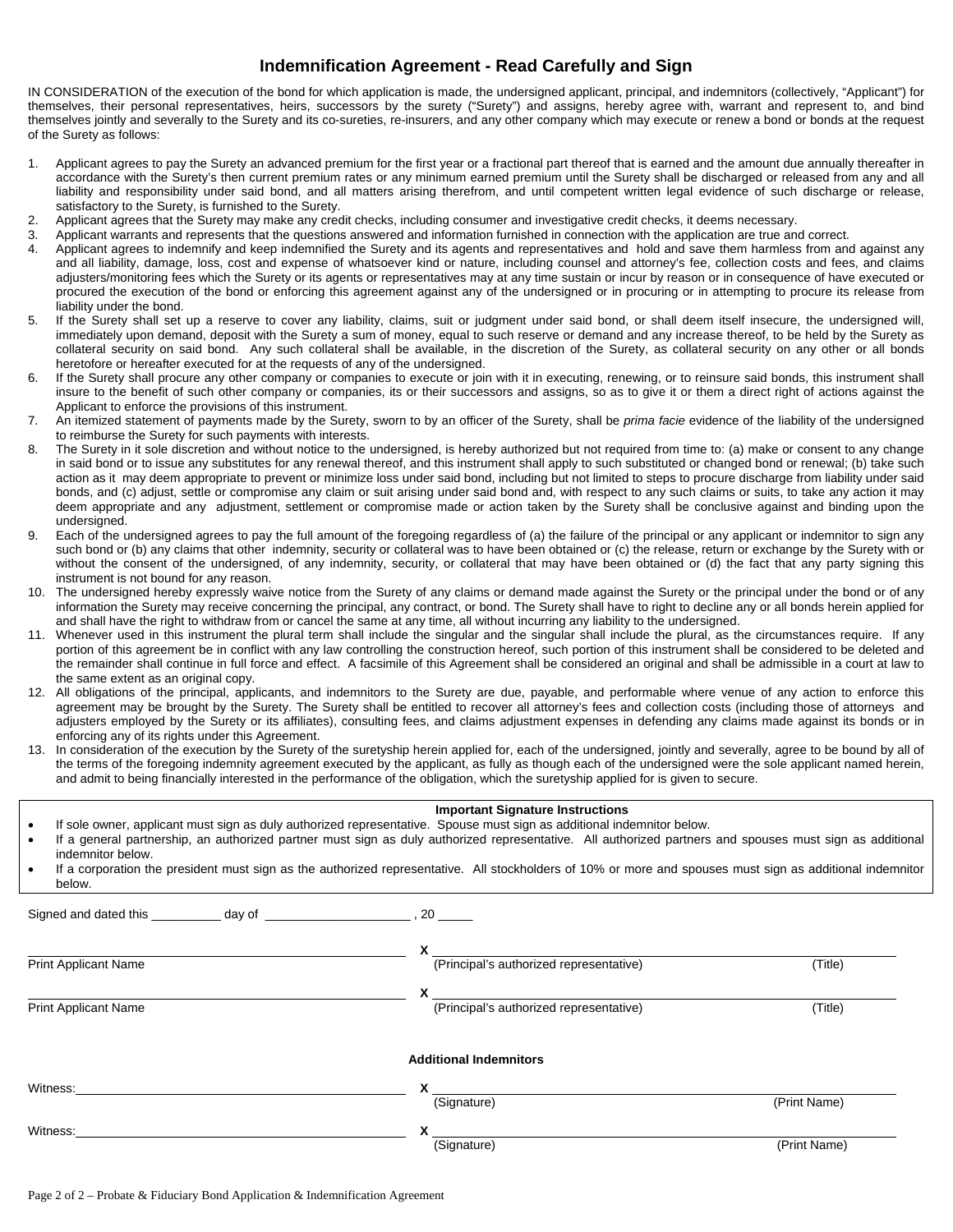# Indemnification Agreement - Read Carefully and Sign

IN CONSIDERATION of the execution of the bond for which application is made, the undersigned applicant, principal, and indemnitors (collectively, "Applicant") for themselves, their personal representatives, heirs, successors by the surety ("Surety") and assigns, hereby agree with, warrant and represent to, and bind themselves jointly and severally to the Surety and its co-sureties, re-insurers, and any other company which may execute or renew a bond or bonds at the request of the Surety as follows:

1. Applicant agrees to pay the Surety an advanced premium for the first year or a fractional part thereof that is earned and the amount due annually thereafter in accordance with the Surety's then current premium rates or any minimum earned premium until the Surety shall be discharged or released from any and all liability and responsibility under said bond, and all matters arising therefrom, and until competent written legal evidence of such discharge or release, satisfactory to the Surety, is furnished to the Surety.
2. Applicant agrees that the Surety may make any credit checks, including consumer and investigative credit checks, it deems necessary.
3. Applicant warrants and represents that the questions answered and information furnished in connection with the application are true and correct.
4. Applicant agrees to indemnify and keep indemnified the Surety and its agents and representatives and hold and save them harmless from and against any and all liability, damage, loss, cost and expense of whatsoever kind or nature, including counsel and attorney's fee, collection costs and fees, and claims adjusters/monitoring fees which the Surety or its agents or representatives may at any time sustain or incur by reason or in consequence of have executed or procured the execution of the bond or enforcing this agreement against any of the undersigned or in procuring or in attempting to procure its release from liability under the bond.
5. If the Surety shall set up a reserve to cover any liability, claims, suit or judgment under said bond, or shall deem itself insecure, the undersigned will, immediately upon demand, deposit with the Surety a sum of money, equal to such reserve or demand and any increase thereof, to be held by the Surety as collateral security on said bond. Any such collateral shall be available, in the discretion of the Surety, as collateral security on any other or all bonds heretofore or hereafter executed for at the requests of any of the undersigned.
6. If the Surety shall procure any other company or companies to execute or join with it in executing, renewing, or to reinsure said bonds, this instrument shall insure to the benefit of such other company or companies, its or their successors and assigns, so as to give it or them a direct right of actions against the Applicant to enforce the provisions of this instrument.
7. An itemized statement of payments made by the Surety, sworn to by an officer of the Surety, shall be *prima facie* evidence of the liability of the undersigned to reimburse the Surety for such payments with interests.
8. The Surety in it sole discretion and without notice to the undersigned, is hereby authorized but not required from time to: (a) make or consent to any change in said bond or to issue any substitutes for any renewal thereof, and this instrument shall apply to such substituted or changed bond or renewal; (b) take such action as it may deem appropriate to prevent or minimize loss under said bond, including but not limited to steps to procure discharge from liability under said bonds, and (c) adjust, settle or compromise any claim or suit arising under said bond and, with respect to any such claims or suits, to take any action it may deem appropriate and any adjustment, settlement or compromise made or action taken by the Surety shall be conclusive against and binding upon the undersigned.
9. Each of the undersigned agrees to pay the full amount of the foregoing regardless of (a) the failure of the principal or any applicant or indemnitor to sign any such bond or (b) any claims that other indemnity, security or collateral was to have been obtained or (c) the release, return or exchange by the Surety with or without the consent of the undersigned, of any indemnity, security, or collateral that may have been obtained or (d) the fact that any party signing this instrument is not bound for any reason.
10. The undersigned hereby expressly waive notice from the Surety of any claims or demand made against the Surety or the principal under the bond or of any information the Surety may receive concerning the principal, any contract, or bond. The Surety shall have to right to decline any or all bonds herein applied for and shall have the right to withdraw from or cancel the same at any time, all without incurring any liability to the undersigned.
11. Whenever used in this instrument the plural term shall include the singular and the singular shall include the plural, as the circumstances require. If any portion of this agreement be in conflict with any law controlling the construction hereof, such portion of this instrument shall be considered to be deleted and the remainder shall continue in full force and effect. A facsimile of this Agreement shall be considered an original and shall be admissible in a court at law to the same extent as an original copy.
12. All obligations of the principal, applicants, and indemnitors to the Surety are due, payable, and performable where venue of any action to enforce this agreement may be brought by the Surety. The Surety shall be entitled to recover all attorney's fees and collection costs (including those of attorneys and adjusters employed by the Surety or its affiliates), consulting fees, and claims adjustment expenses in defending any claims made against its bonds or in enforcing any of its rights under this Agreement.
13. In consideration of the execution by the Surety of the suretyship herein applied for, each of the undersigned, jointly and severally, agree to be bound by all of the terms of the foregoing indemnity agreement executed by the applicant, as fully as though each of the undersigned were the sole applicant named herein, and admit to being financially interested in the performance of the obligation, which the suretyship applied for is given to secure.

**Important Signature Instructions**

- If sole owner, applicant must sign as duly authorized representative. Spouse must sign as additional indemnitor below.
- If a general partnership, an authorized partner must sign as duly authorized representative. All authorized partners and spouses must sign as additional indemnitor below.
- If a corporation the president must sign as the authorized representative. All stockholders of 10% or more and spouses must sign as additional indemnitor below.

Signed and dated this __________ day of ____________________ , 20 _____

______________________________ X ______________________________
Print Applicant Name (Principal's authorized representative) (Title)

______________________________ X ______________________________
Print Applicant Name (Principal's authorized representative) (Title)

**Additional Indemnitors**

Witness: ______________________________ X ______________________________
(Signature) (Print Name)

Witness: ______________________________ X ______________________________
(Signature) (Print Name)